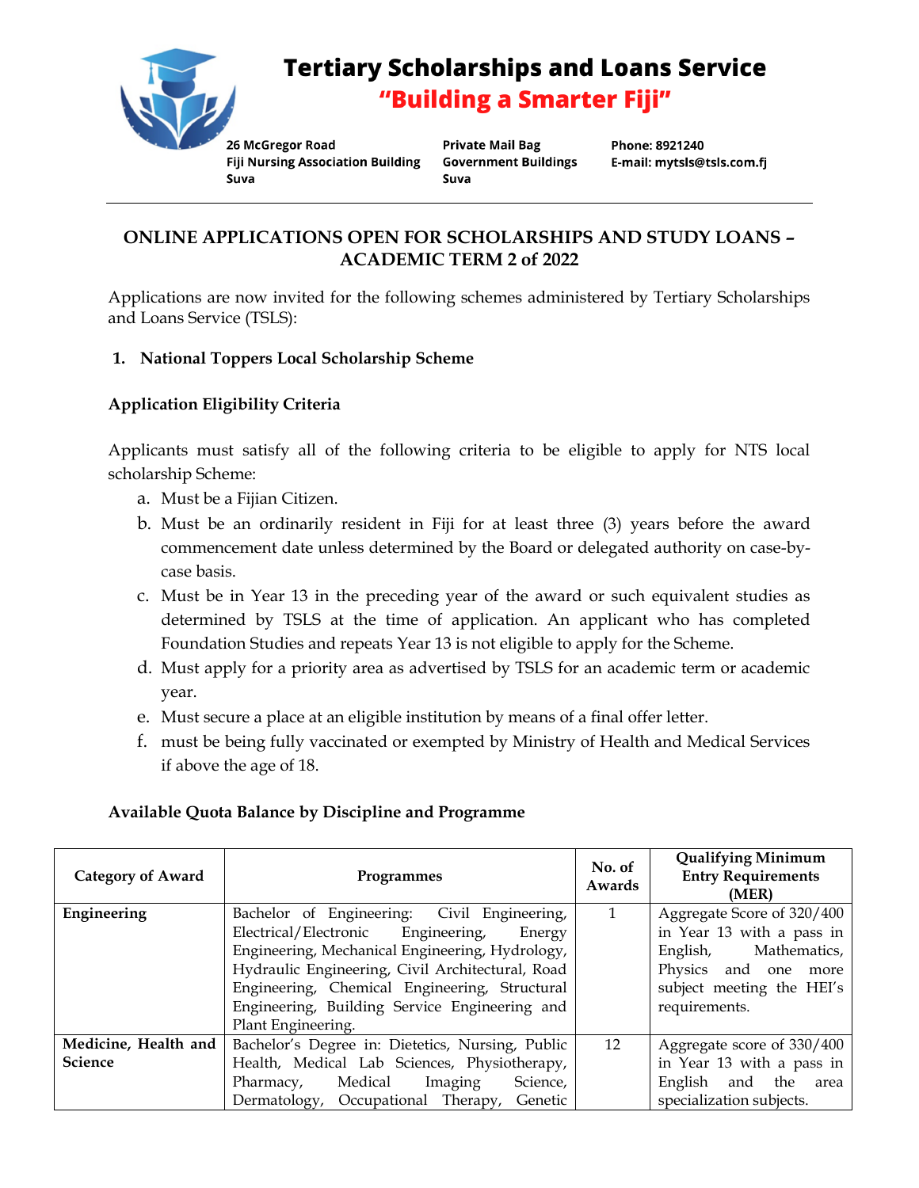# Tertiary Scholarships and Loans Service

**"Building a Smarter Fiji"**

26 McGregor Road
Fiji Nursing Association Building
Suva

Private Mail Bag
Government Buildings
Suva

Phone: 8921240
E-mail: mytsls@tsls.com.fj

## ONLINE APPLICATIONS OPEN FOR SCHOLARSHIPS AND STUDY LOANS – ACADEMIC TERM 2 of 2022

Applications are now invited for the following schemes administered by Tertiary Scholarships and Loans Service (TSLS):

### 1. National Toppers Local Scholarship Scheme

#### Application Eligibility Criteria

Applicants must satisfy all of the following criteria to be eligible to apply for NTS local scholarship Scheme:

a. Must be a Fijian Citizen.
b. Must be an ordinarily resident in Fiji for at least three (3) years before the award commencement date unless determined by the Board or delegated authority on case-by-case basis.
c. Must be in Year 13 in the preceding year of the award or such equivalent studies as determined by TSLS at the time of application. An applicant who has completed Foundation Studies and repeats Year 13 is not eligible to apply for the Scheme.
d. Must apply for a priority area as advertised by TSLS for an academic term or academic year.
e. Must secure a place at an eligible institution by means of a final offer letter.
f. must be being fully vaccinated or exempted by Ministry of Health and Medical Services if above the age of 18.

#### Available Quota Balance by Discipline and Programme

| Category of Award | Programmes | No. of Awards | Qualifying Minimum Entry Requirements (MER) |
|---|---|---|---|
| **Engineering** | Bachelor of Engineering: Civil Engineering, Electrical/Electronic Engineering, Energy Engineering, Mechanical Engineering, Hydrology, Hydraulic Engineering, Civil Architectural, Road Engineering, Chemical Engineering, Structural Engineering, Building Service Engineering and Plant Engineering. | 1 | Aggregate Score of 320/400 in Year 13 with a pass in English, Mathematics, Physics and one more subject meeting the HEI's requirements. |
| **Medicine, Health and Science** | Bachelor's Degree in: Dietetics, Nursing, Public Health, Medical Lab Sciences, Physiotherapy, Pharmacy, Medical Imaging Science, Dermatology, Occupational Therapy, Genetic | 12 | Aggregate score of 330/400 in Year 13 with a pass in English and the area specialization subjects. |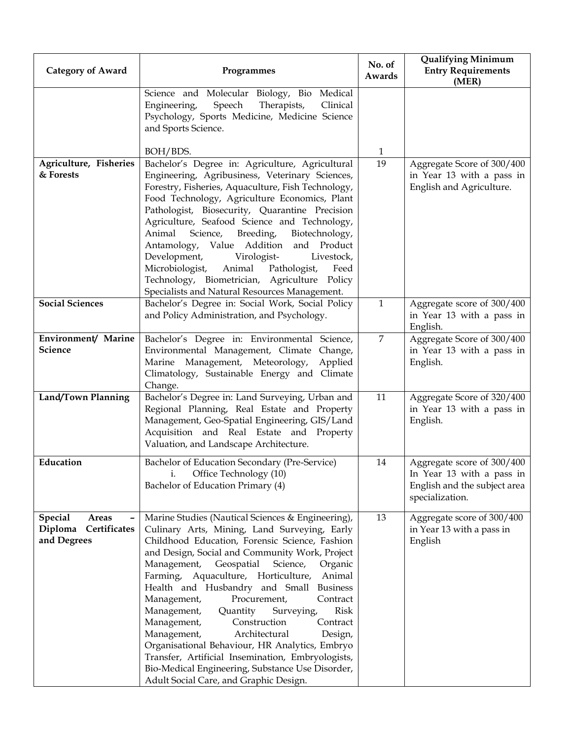| Category of Award | Programmes | No. of Awards | Qualifying Minimum Entry Requirements (MER) |
|---|---|---|---|
| | Science and Molecular Biology, Bio Medical Engineering, Speech Therapists, Clinical Psychology, Sports Medicine, Medicine Science and Sports Science.<br><br>BOH/BDS. | <br><br><br><br>1 | |
| **Agriculture, Fisheries & Forests** | Bachelor's Degree in: Agriculture, Agricultural Engineering, Agribusiness, Veterinary Sciences, Forestry, Fisheries, Aquaculture, Fish Technology, Food Technology, Agriculture Economics, Plant Pathologist, Biosecurity, Quarantine Precision Agriculture, Seafood Science and Technology, Animal Science, Breeding, Biotechnology, Antamology, Value Addition and Product Development, Virologist- Livestock, Microbiologist, Animal Pathologist, Feed Technology, Biometrician, Agriculture Policy Specialists and Natural Resources Management. | 19 | Aggregate Score of 300/400 in Year 13 with a pass in English and Agriculture. |
| **Social Sciences** | Bachelor's Degree in: Social Work, Social Policy and Policy Administration, and Psychology. | 1 | Aggregate score of 300/400 in Year 13 with a pass in English. |
| **Environment/ Marine Science** | Bachelor's Degree in: Environmental Science, Environmental Management, Climate Change, Marine Management, Meteorology, Applied Climatology, Sustainable Energy and Climate Change. | 7 | Aggregate Score of 300/400 in Year 13 with a pass in English. |
| **Land/Town Planning** | Bachelor's Degree in: Land Surveying, Urban and Regional Planning, Real Estate and Property Management, Geo-Spatial Engineering, GIS/Land Acquisition and Real Estate and Property Valuation, and Landscape Architecture. | 11 | Aggregate Score of 320/400 in Year 13 with a pass in English. |
| **Education** | Bachelor of Education Secondary (Pre-Service)<br>i. Office Technology (10)<br>Bachelor of Education Primary (4) | 14 | Aggregate score of 300/400 In Year 13 with a pass in English and the subject area specialization. |
| **Special Areas – Diploma Certificates and Degrees** | Marine Studies (Nautical Sciences & Engineering), Culinary Arts, Mining, Land Surveying, Early Childhood Education, Forensic Science, Fashion and Design, Social and Community Work, Project Management, Geospatial Science, Organic Farming, Aquaculture, Horticulture, Animal Health and Husbandry and Small Business Management, Procurement, Contract Management, Quantity Surveying, Risk Management, Construction Contract Management, Architectural Design, Organisational Behaviour, HR Analytics, Embryo Transfer, Artificial Insemination, Embryologists, Bio-Medical Engineering, Substance Use Disorder, Adult Social Care, and Graphic Design. | 13 | Aggregate score of 300/400 in Year 13 with a pass in English |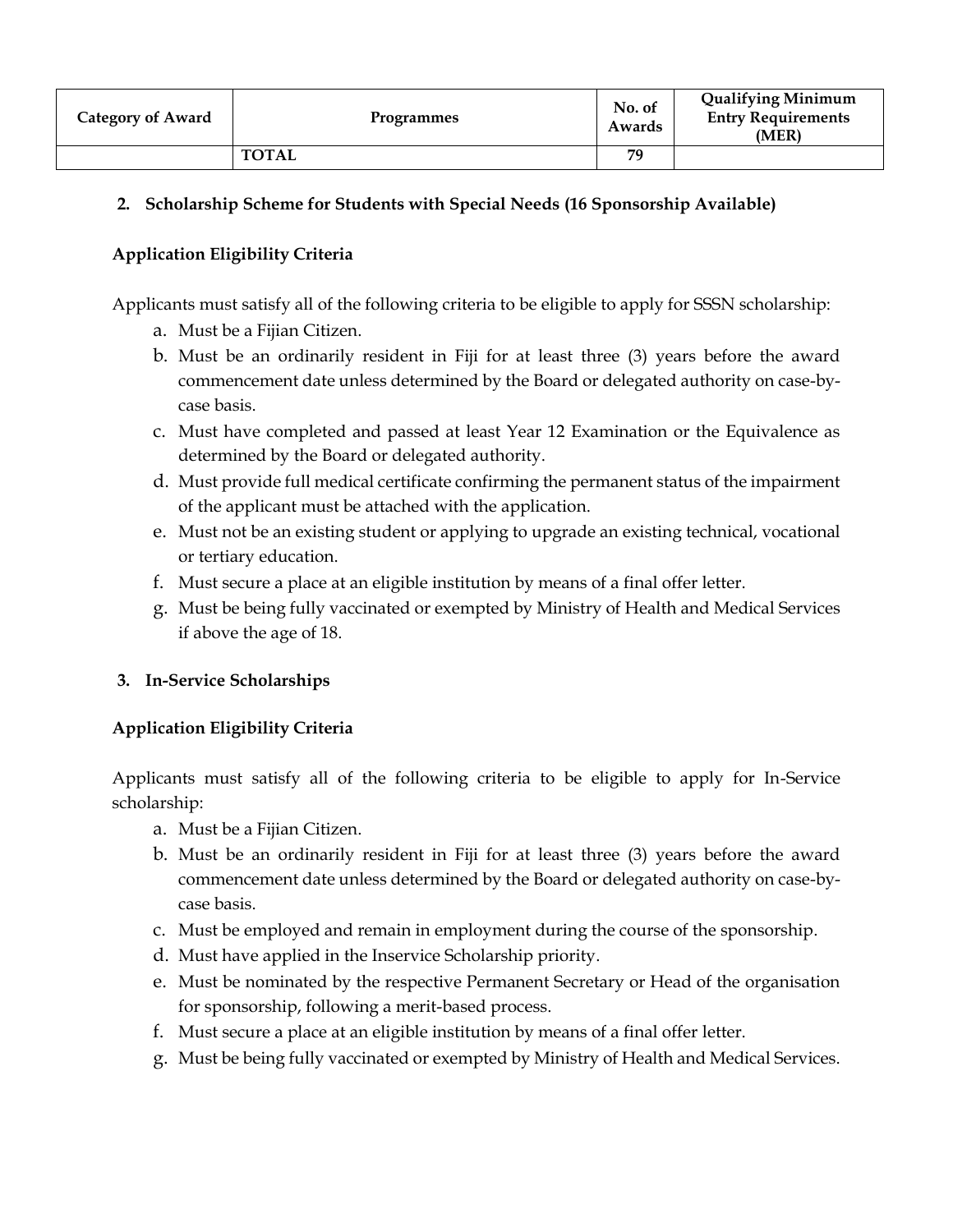| Category of Award | Programmes | No. of Awards | Qualifying Minimum Entry Requirements (MER) |
|---|---|---|---|
| | **TOTAL** | **79** | |

**2. Scholarship Scheme for Students with Special Needs (16 Sponsorship Available)**

**Application Eligibility Criteria**

Applicants must satisfy all of the following criteria to be eligible to apply for SSSN scholarship:

a. Must be a Fijian Citizen.
b. Must be an ordinarily resident in Fiji for at least three (3) years before the award commencement date unless determined by the Board or delegated authority on case-by-case basis.
c. Must have completed and passed at least Year 12 Examination or the Equivalence as determined by the Board or delegated authority.
d. Must provide full medical certificate confirming the permanent status of the impairment of the applicant must be attached with the application.
e. Must not be an existing student or applying to upgrade an existing technical, vocational or tertiary education.
f. Must secure a place at an eligible institution by means of a final offer letter.
g. Must be being fully vaccinated or exempted by Ministry of Health and Medical Services if above the age of 18.

**3. In-Service Scholarships**

**Application Eligibility Criteria**

Applicants must satisfy all of the following criteria to be eligible to apply for In-Service scholarship:

a. Must be a Fijian Citizen.
b. Must be an ordinarily resident in Fiji for at least three (3) years before the award commencement date unless determined by the Board or delegated authority on case-by-case basis.
c. Must be employed and remain in employment during the course of the sponsorship.
d. Must have applied in the Inservice Scholarship priority.
e. Must be nominated by the respective Permanent Secretary or Head of the organisation for sponsorship, following a merit-based process.
f. Must secure a place at an eligible institution by means of a final offer letter.
g. Must be being fully vaccinated or exempted by Ministry of Health and Medical Services.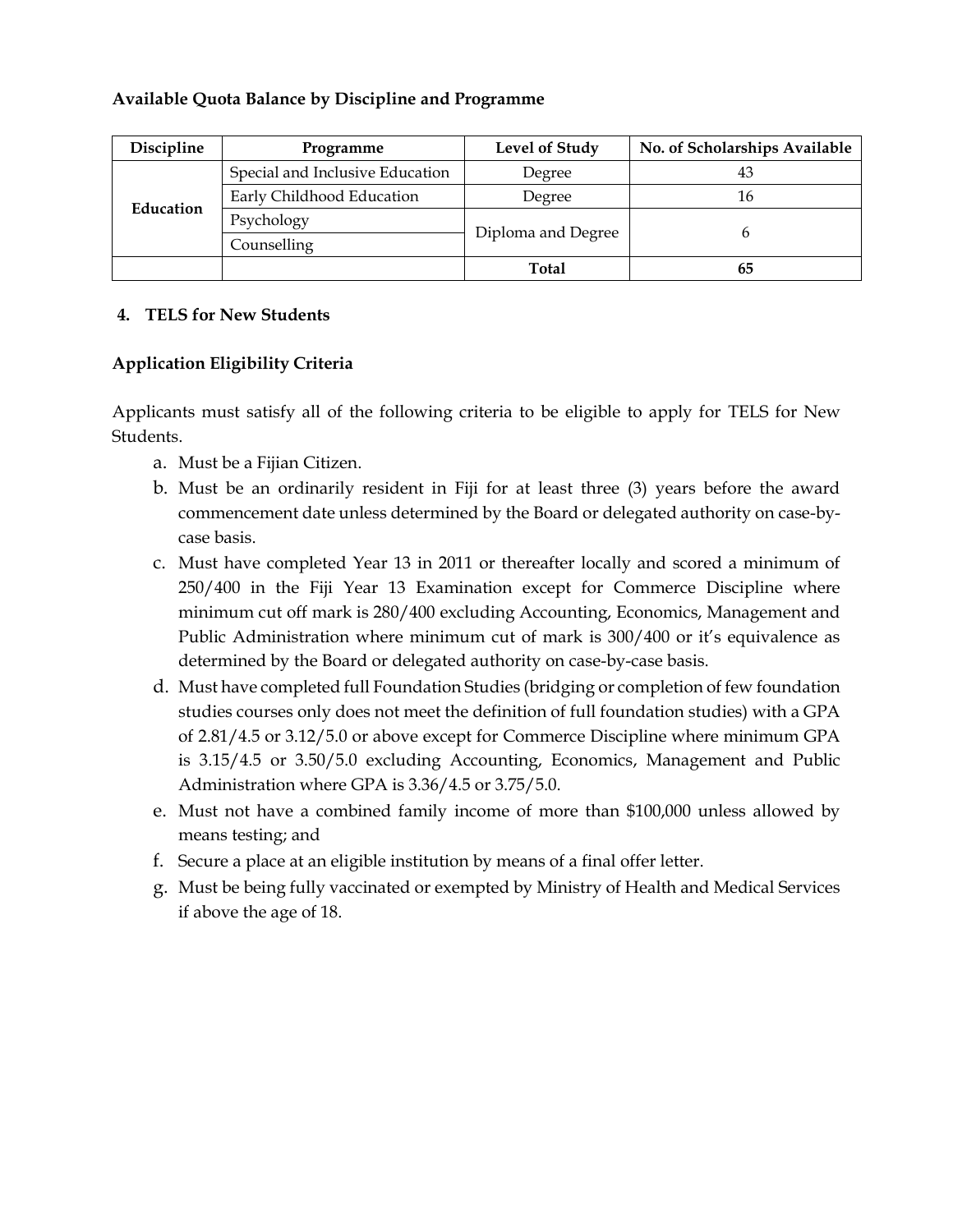**Available Quota Balance by Discipline and Programme**

| Discipline | Programme | Level of Study | No. of Scholarships Available |
|---|---|---|---|
| Education | Special and Inclusive Education | Degree | 43 |
| | Early Childhood Education | Degree | 16 |
| | Psychology | Diploma and Degree | 6 |
| | Counselling | | |
| | | **Total** | **65** |

**4. TELS for New Students**

**Application Eligibility Criteria**

Applicants must satisfy all of the following criteria to be eligible to apply for TELS for New Students.

a. Must be a Fijian Citizen.
b. Must be an ordinarily resident in Fiji for at least three (3) years before the award commencement date unless determined by the Board or delegated authority on case-by-case basis.
c. Must have completed Year 13 in 2011 or thereafter locally and scored a minimum of 250/400 in the Fiji Year 13 Examination except for Commerce Discipline where minimum cut off mark is 280/400 excluding Accounting, Economics, Management and Public Administration where minimum cut of mark is 300/400 or it's equivalence as determined by the Board or delegated authority on case-by-case basis.
d. Must have completed full Foundation Studies (bridging or completion of few foundation studies courses only does not meet the definition of full foundation studies) with a GPA of 2.81/4.5 or 3.12/5.0 or above except for Commerce Discipline where minimum GPA is 3.15/4.5 or 3.50/5.0 excluding Accounting, Economics, Management and Public Administration where GPA is 3.36/4.5 or 3.75/5.0.
e. Must not have a combined family income of more than $100,000 unless allowed by means testing; and
f. Secure a place at an eligible institution by means of a final offer letter.
g. Must be being fully vaccinated or exempted by Ministry of Health and Medical Services if above the age of 18.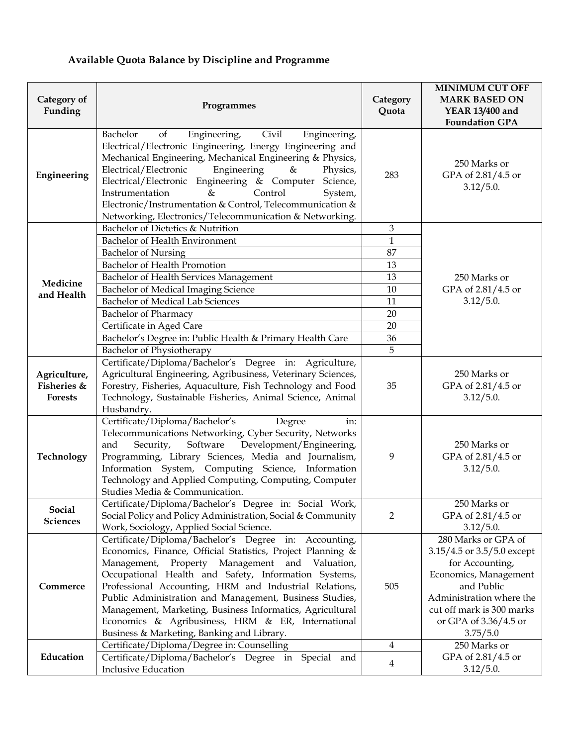**Available Quota Balance by Discipline and Programme**

| Category of Funding | Programmes | Category Quota | MINIMUM CUT OFF MARK BASED ON YEAR 13/400 and Foundation GPA |
|---|---|---|---|
| Engineering | Bachelor of Engineering, Civil Engineering, Electrical/Electronic Engineering, Energy Engineering and Mechanical Engineering, Mechanical Engineering & Physics, Electrical/Electronic Engineering & Physics, Electrical/Electronic Engineering & Computer Science, Instrumentation & Control System, Electronic/Instrumentation & Control, Telecommunication & Networking, Electronics/Telecommunication & Networking. | 283 | 250 Marks or GPA of 2.81/4.5 or 3.12/5.0. |
| Medicine and Health | Bachelor of Dietetics & Nutrition | 3 | 250 Marks or GPA of 2.81/4.5 or 3.12/5.0. |
| | Bachelor of Health Environment | 1 | |
| | Bachelor of Nursing | 87 | |
| | Bachelor of Health Promotion | 13 | |
| | Bachelor of Health Services Management | 13 | |
| | Bachelor of Medical Imaging Science | 10 | |
| | Bachelor of Medical Lab Sciences | 11 | |
| | Bachelor of Pharmacy | 20 | |
| | Certificate in Aged Care | 20 | |
| | Bachelor's Degree in: Public Health & Primary Health Care | 36 | |
| | Bachelor of Physiotherapy | 5 | |
| Agriculture, Fisheries & Forests | Certificate/Diploma/Bachelor's Degree in: Agriculture, Agricultural Engineering, Agribusiness, Veterinary Sciences, Forestry, Fisheries, Aquaculture, Fish Technology and Food Technology, Sustainable Fisheries, Animal Science, Animal Husbandry. | 35 | 250 Marks or GPA of 2.81/4.5 or 3.12/5.0. |
| Technology | Certificate/Diploma/Bachelor's Degree in: Telecommunications Networking, Cyber Security, Networks and Security, Software Development/Engineering, Programming, Library Sciences, Media and Journalism, Information System, Computing Science, Information Technology and Applied Computing, Computing, Computer Studies Media & Communication. | 9 | 250 Marks or GPA of 2.81/4.5 or 3.12/5.0. |
| Social Sciences | Certificate/Diploma/Bachelor's Degree in: Social Work, Social Policy and Policy Administration, Social & Community Work, Sociology, Applied Social Science. | 2 | 250 Marks or GPA of 2.81/4.5 or 3.12/5.0. |
| Commerce | Certificate/Diploma/Bachelor's Degree in: Accounting, Economics, Finance, Official Statistics, Project Planning & Management, Property Management and Valuation, Occupational Health and Safety, Information Systems, Professional Accounting, HRM and Industrial Relations, Public Administration and Management, Business Studies, Management, Marketing, Business Informatics, Agricultural Economics & Agribusiness, HRM & ER, International Business & Marketing, Banking and Library. | 505 | 280 Marks or GPA of 3.15/4.5 or 3.5/5.0 except for Accounting, Economics, Management and Public Administration where the cut off mark is 300 marks or GPA of 3.36/4.5 or 3.75/5.0 |
| Education | Certificate/Diploma/Degree in: Counselling | 4 | 250 Marks or GPA of 2.81/4.5 or 3.12/5.0. |
| | Certificate/Diploma/Bachelor's Degree in Special and Inclusive Education | 4 | |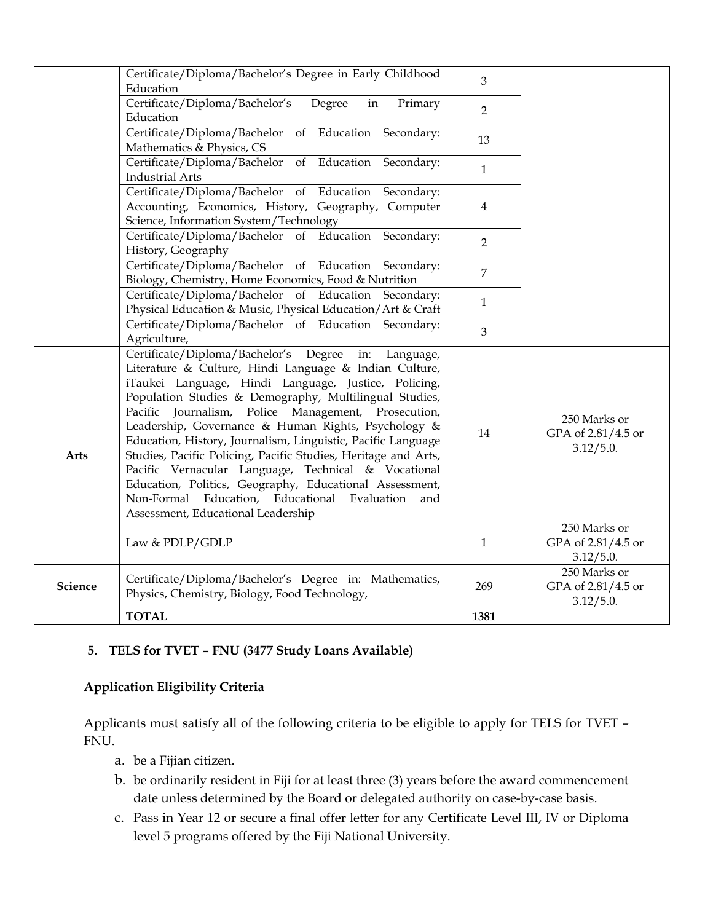| | | | |
|---|---|---|---|
| | Certificate/Diploma/Bachelor's Degree in Early Childhood Education | 3 | |
| | Certificate/Diploma/Bachelor's Degree in Primary Education | 2 | |
| | Certificate/Diploma/Bachelor of Education Secondary: Mathematics & Physics, CS | 13 | |
| | Certificate/Diploma/Bachelor of Education Secondary: Industrial Arts | 1 | |
| | Certificate/Diploma/Bachelor of Education Secondary: Accounting, Economics, History, Geography, Computer Science, Information System/Technology | 4 | |
| | Certificate/Diploma/Bachelor of Education Secondary: History, Geography | 2 | |
| | Certificate/Diploma/Bachelor of Education Secondary: Biology, Chemistry, Home Economics, Food & Nutrition | 7 | |
| | Certificate/Diploma/Bachelor of Education Secondary: Physical Education & Music, Physical Education/Art & Craft | 1 | |
| | Certificate/Diploma/Bachelor of Education Secondary: Agriculture, | 3 | |
| **Arts** | Certificate/Diploma/Bachelor's Degree in: Language, Literature & Culture, Hindi Language & Indian Culture, iTaukei Language, Hindi Language, Justice, Policing, Population Studies & Demography, Multilingual Studies, Pacific Journalism, Police Management, Prosecution, Leadership, Governance & Human Rights, Psychology & Education, History, Journalism, Linguistic, Pacific Language Studies, Pacific Policing, Pacific Studies, Heritage and Arts, Pacific Vernacular Language, Technical & Vocational Education, Politics, Geography, Educational Assessment, Non-Formal Education, Educational Evaluation and Assessment, Educational Leadership | 14 | 250 Marks or GPA of 2.81/4.5 or 3.12/5.0. |
| | Law & PDLP/GDLP | 1 | 250 Marks or GPA of 2.81/4.5 or 3.12/5.0. |
| **Science** | Certificate/Diploma/Bachelor's Degree in: Mathematics, Physics, Chemistry, Biology, Food Technology, | 269 | 250 Marks or GPA of 2.81/4.5 or 3.12/5.0. |
| | **TOTAL** | **1381** | |

### 5. TELS for TVET – FNU (3477 Study Loans Available)

**Application Eligibility Criteria**

Applicants must satisfy all of the following criteria to be eligible to apply for TELS for TVET – FNU.

a. be a Fijian citizen.
b. be ordinarily resident in Fiji for at least three (3) years before the award commencement date unless determined by the Board or delegated authority on case-by-case basis.
c. Pass in Year 12 or secure a final offer letter for any Certificate Level III, IV or Diploma level 5 programs offered by the Fiji National University.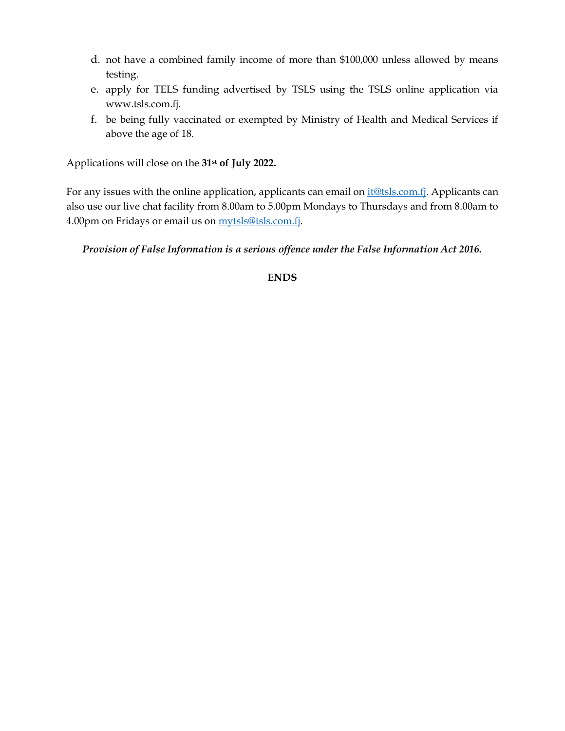d. not have a combined family income of more than $100,000 unless allowed by means testing.
e. apply for TELS funding advertised by TSLS using the TSLS online application via www.tsls.com.fj.
f. be being fully vaccinated or exempted by Ministry of Health and Medical Services if above the age of 18.

Applications will close on the **31st of July 2022.**

For any issues with the online application, applicants can email on it@tsls.com.fj. Applicants can also use our live chat facility from 8.00am to 5.00pm Mondays to Thursdays and from 8.00am to 4.00pm on Fridays or email us on mytsls@tsls.com.fj.

***Provision of False Information is a serious offence under the False Information Act 2016.***

**ENDS**